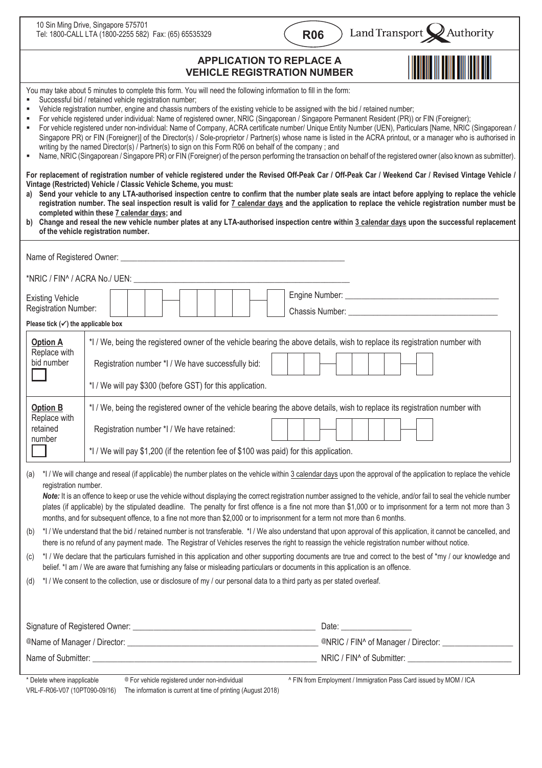10 Sin Ming Drive, Singapore 575701
Tel: 1800-CALL LTA (1800-2255 582) Fax: (65) 65535329

**R06**

Land Transport Authority

# APPLICATION TO REPLACE A VEHICLE REGISTRATION NUMBER

You may take about 5 minutes to complete this form. You will need the following information to fill in the form:

- Successful bid / retained vehicle registration number;
- Vehicle registration number, engine and chassis numbers of the existing vehicle to be assigned with the bid / retained number;
- For vehicle registered under individual: Name of registered owner, NRIC (Singaporean / Singapore Permanent Resident (PR)) or FIN (Foreigner);
- For vehicle registered under non-individual: Name of Company, ACRA certificate number/ Unique Entity Number (UEN), Particulars [Name, NRIC (Singaporean / Singapore PR) or FIN (Foreigner)] of the Director(s) / Sole-proprietor / Partner(s) whose name is listed in the ACRA printout, or a manager who is authorised in writing by the named Director(s) / Partner(s) to sign on this Form R06 on behalf of the company ; and
- Name, NRIC (Singaporean / Singapore PR) or FIN (Foreigner) of the person performing the transaction on behalf of the registered owner (also known as submitter).

**For replacement of registration number of vehicle registered under the Revised Off-Peak Car / Off-Peak Car / Weekend Car / Revised Vintage Vehicle / Vintage (Restricted) Vehicle / Classic Vehicle Scheme, you must:**

**a) Send your vehicle to any LTA-authorised inspection centre to confirm that the number plate seals are intact before applying to replace the vehicle registration number. The seal inspection result is valid for 7 calendar days and the application to replace the vehicle registration number must be completed within these 7 calendar days; and**

**b) Change and reseal the new vehicle number plates at any LTA-authorised inspection centre within 3 calendar days upon the successful replacement of the vehicle registration number.**

Name of Registered Owner: ______________________________

*NRIC / FIN^ / ACRA No./ UEN: ______________________________

Existing Vehicle Registration Number: [ ][ ][ ] — [ ][ ][ ][ ] — [ ]   Engine Number: ______________________   Chassis Number: ______________________

**Please tick (✓) the applicable box**

| | |
|---|---|
| **Option A** Replace with bid number ☐ | *I / We, being the registered owner of the vehicle bearing the above details, wish to replace its registration number with<br>Registration number *I / We have successfully bid: [ ][ ][ ] — [ ][ ][ ][ ] — [ ]<br>*I / We will pay $300 (before GST) for this application. |
| **Option B** Replace with retained number ☐ | *I / We, being the registered owner of the vehicle bearing the above details, wish to replace its registration number with<br>Registration number *I / We have retained: [ ][ ][ ] — [ ][ ][ ][ ] — [ ]<br>*I / We will pay $1,200 (if the retention fee of $100 was paid) for this application. |

(a) *I / We will change and reseal (if applicable) the number plates on the vehicle within 3 calendar days upon the approval of the application to replace the vehicle registration number.
***Note:*** It is an offence to keep or use the vehicle without displaying the correct registration number assigned to the vehicle, and/or fail to seal the vehicle number plates (if applicable) by the stipulated deadline. The penalty for first offence is a fine not more than $1,000 or to imprisonment for a term not more than 3 months, and for subsequent offence, to a fine not more than $2,000 or to imprisonment for a term not more than 6 months.

(b) *I / We understand that the bid / retained number is not transferable. *I / We also understand that upon approval of this application, it cannot be cancelled, and there is no refund of any payment made. The Registrar of Vehicles reserves the right to reassign the vehicle registration number without notice.

(c) *I / We declare that the particulars furnished in this application and other supporting documents are true and correct to the best of *my / our knowledge and belief. *I am / We are aware that furnishing any false or misleading particulars or documents in this application is an offence.

(d) *I / We consent to the collection, use or disclosure of my / our personal data to a third party as per stated overleaf.

Signature of Registered Owner: ______________________________ Date: ______________

@Name of Manager / Director: ______________________________ @NRIC / FIN^ of Manager / Director: ______________

Name of Submitter: ______________________________ NRIC / FIN^ of Submitter: ______________

\* Delete where inapplicable    @ For vehicle registered under non-individual    ^ FIN from Employment / Immigration Pass Card issued by MOM / ICA

VRL-F-R06-V07 (10PT090-09/16)    The information is current at time of printing (August 2018)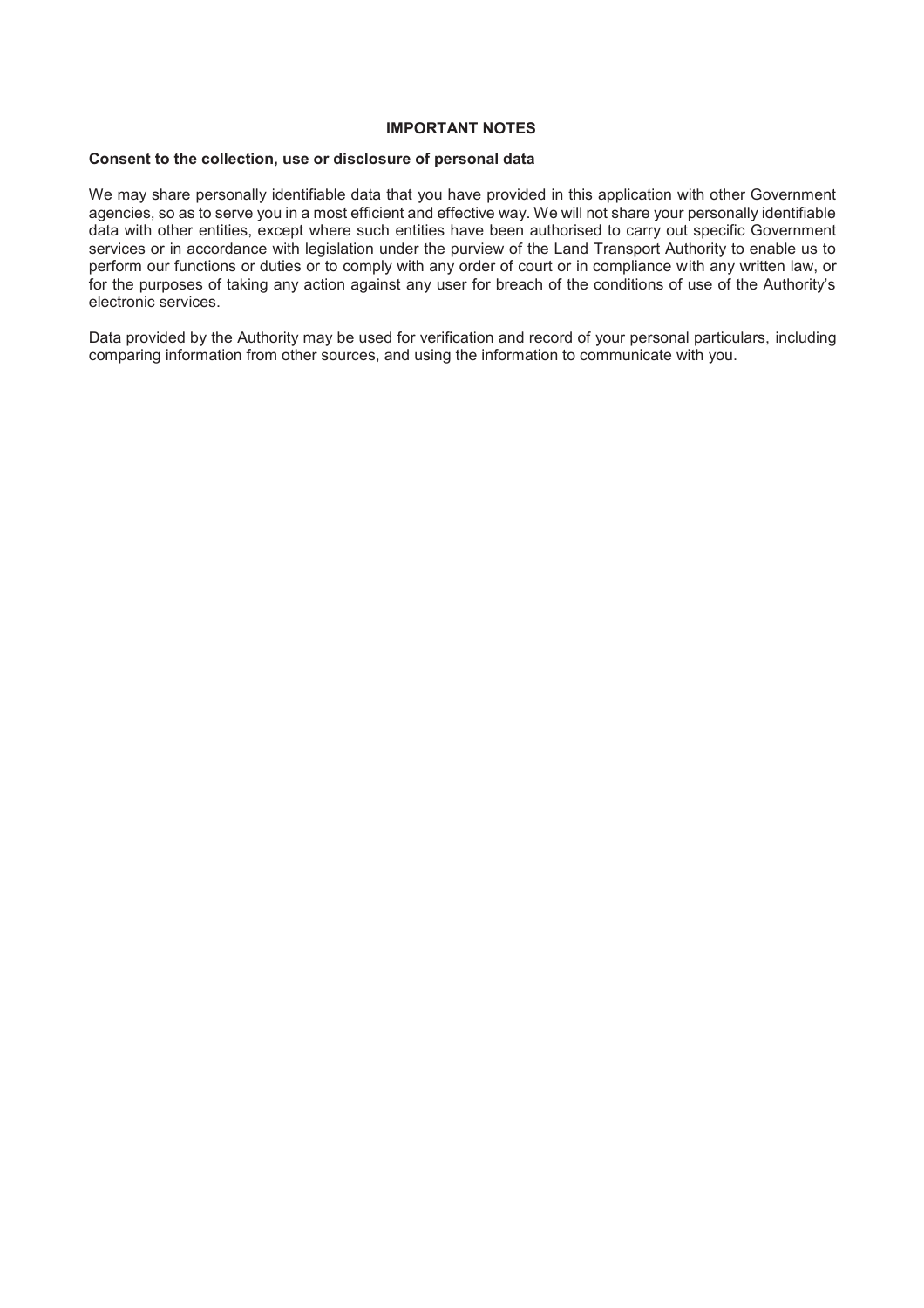**IMPORTANT NOTES**

**Consent to the collection, use or disclosure of personal data**

We may share personally identifiable data that you have provided in this application with other Government agencies, so as to serve you in a most efficient and effective way. We will not share your personally identifiable data with other entities, except where such entities have been authorised to carry out specific Government services or in accordance with legislation under the purview of the Land Transport Authority to enable us to perform our functions or duties or to comply with any order of court or in compliance with any written law, or for the purposes of taking any action against any user for breach of the conditions of use of the Authority's electronic services.

Data provided by the Authority may be used for verification and record of your personal particulars, including comparing information from other sources, and using the information to communicate with you.